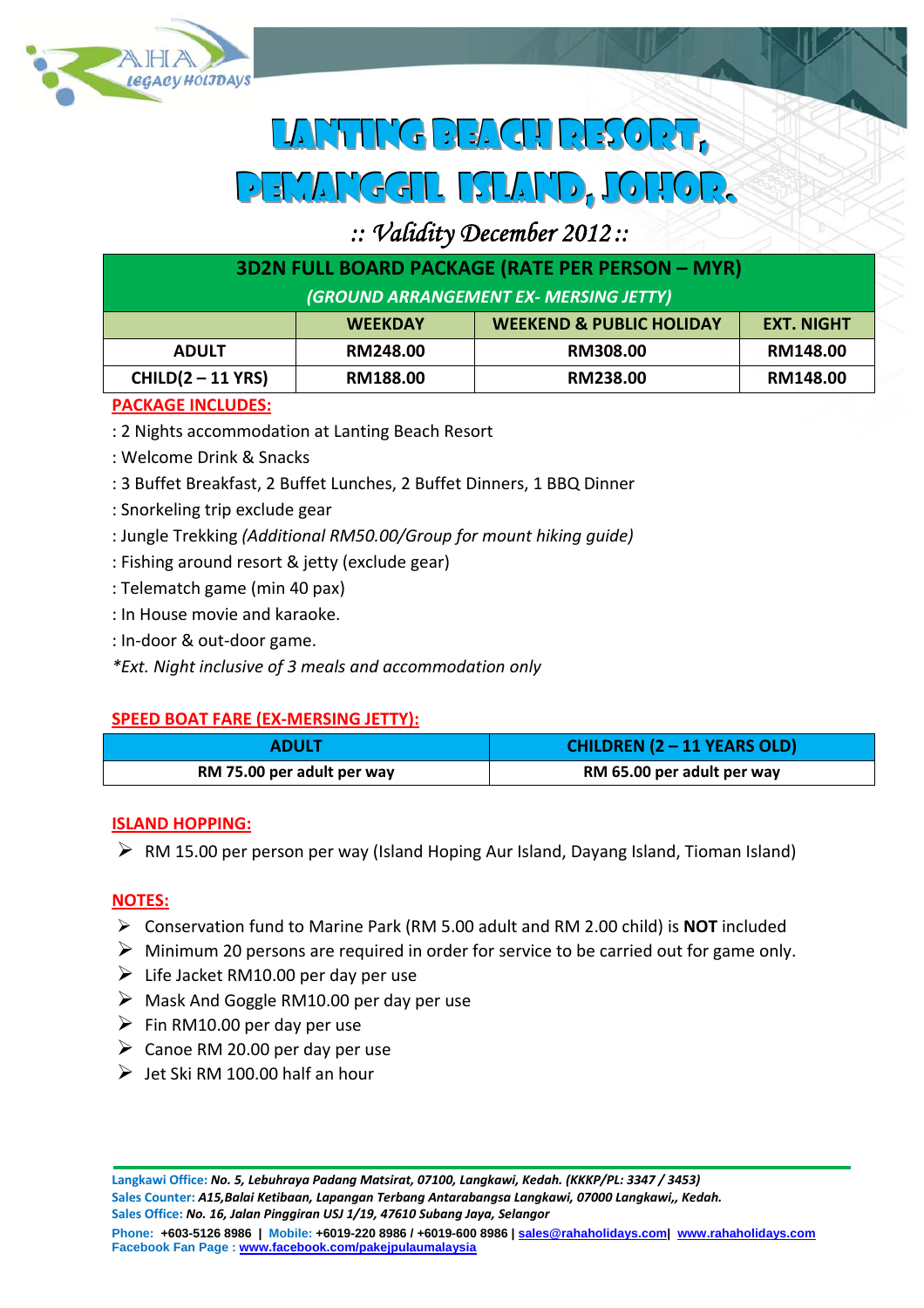# LANTING BEACH RESORT, PEMANGGIL ISLAND, JOHOR.

*:: Validity December 2012 ::*

| 3D2N FULL BOARD PACKAGE (RATE PER PERSON – MYR) *(GROUND ARRANGEMENT EX- MERSING JETTY)* | | | |
|---|---|---|---|
| | **WEEKDAY** | **WEEKEND & PUBLIC HOLIDAY** | **EXT. NIGHT** |
| **ADULT** | **RM248.00** | **RM308.00** | **RM148.00** |
| **CHILD(2 – 11 YRS)** | **RM188.00** | **RM238.00** | **RM148.00** |

**PACKAGE INCLUDES:**

: 2 Nights accommodation at Lanting Beach Resort
: Welcome Drink & Snacks
: 3 Buffet Breakfast, 2 Buffet Lunches, 2 Buffet Dinners, 1 BBQ Dinner
: Snorkeling trip exclude gear
: Jungle Trekking *(Additional RM50.00/Group for mount hiking guide)*
: Fishing around resort & jetty (exclude gear)
: Telematch game (min 40 pax)
: In House movie and karaoke.
: In-door & out-door game.
*\*Ext. Night inclusive of 3 meals and accommodation only*

**SPEED BOAT FARE (EX-MERSING JETTY):**

| ADULT | CHILDREN (2 – 11 YEARS OLD) |
|---|---|
| RM 75.00 per adult per way | RM 65.00 per adult per way |

**ISLAND HOPPING:**

- RM 15.00 per person per way (Island Hoping Aur Island, Dayang Island, Tioman Island)

**NOTES:**

- Conservation fund to Marine Park (RM 5.00 adult and RM 2.00 child) is **NOT** included
- Minimum 20 persons are required in order for service to be carried out for game only.
- Life Jacket RM10.00 per day per use
- Mask And Goggle RM10.00 per day per use
- Fin RM10.00 per day per use
- Canoe RM 20.00 per day per use
- Jet Ski RM 100.00 half an hour

**Langkawi Office:** *No. 5, Lebuhraya Padang Matsirat, 07100, Langkawi, Kedah. (KKKP/PL: 3347 / 3453)*
**Sales Counter:** *A15,Balai Ketibaan, Lapangan Terbang Antarabangsa Langkawi, 07000 Langkawi,, Kedah.*
**Sales Office:** *No. 16, Jalan Pinggiran USJ 1/19, 47610 Subang Jaya, Selangor*
**Phone:** +603-5126 8986 | **Mobile:** +6019-220 8986 / +6019-600 8986 | sales@rahaholidays.com | www.rahaholidays.com
**Facebook Fan Page :** www.facebook.com/pakejpulaumalaysia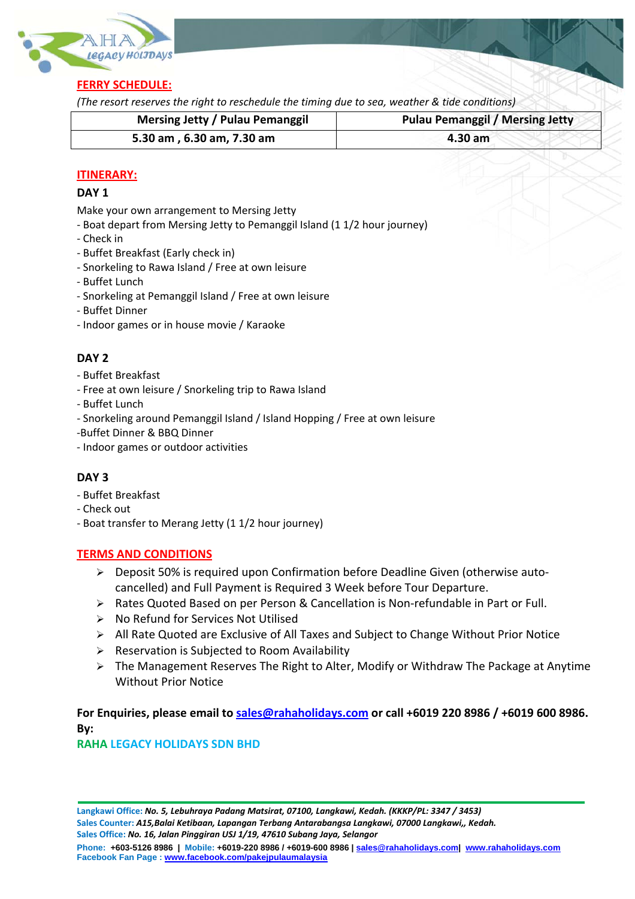## FERRY SCHEDULE:

*(The resort reserves the right to reschedule the timing due to sea, weather & tide conditions)*

| Mersing Jetty / Pulau Pemanggil | Pulau Pemanggil / Mersing Jetty |
| --- | --- |
| 5.30 am , 6.30 am, 7.30 am | 4.30 am |

## ITINERARY:

### DAY 1

Make your own arrangement to Mersing Jetty
- Boat depart from Mersing Jetty to Pemanggil Island (1 1/2 hour journey)
- Check in
- Buffet Breakfast (Early check in)
- Snorkeling to Rawa Island / Free at own leisure
- Buffet Lunch
- Snorkeling at Pemanggil Island / Free at own leisure
- Buffet Dinner
- Indoor games or in house movie / Karaoke

### DAY 2

- Buffet Breakfast
- Free at own leisure / Snorkeling trip to Rawa Island
- Buffet Lunch
- Snorkeling around Pemanggil Island / Island Hopping / Free at own leisure
- Buffet Dinner & BBQ Dinner
- Indoor games or outdoor activities

### DAY 3

- Buffet Breakfast
- Check out
- Boat transfer to Merang Jetty (1 1/2 hour journey)

## TERMS AND CONDITIONS

- Deposit 50% is required upon Confirmation before Deadline Given (otherwise auto-cancelled) and Full Payment is Required 3 Week before Tour Departure.
- Rates Quoted Based on per Person & Cancellation is Non-refundable in Part or Full.
- No Refund for Services Not Utilised
- All Rate Quoted are Exclusive of All Taxes and Subject to Change Without Prior Notice
- Reservation is Subjected to Room Availability
- The Management Reserves The Right to Alter, Modify or Withdraw The Package at Anytime Without Prior Notice

**For Enquiries, please email to sales@rahaholidays.com or call +6019 220 8986 / +6019 600 8986.**
**By:**
**RAHA LEGACY HOLIDAYS SDN BHD**

**Langkawi Office:** *No. 5, Lebuhraya Padang Matsirat, 07100, Langkawi, Kedah. (KKKP/PL: 3347 / 3453)*
**Sales Counter:** *A15,Balai Ketibaan, Lapangan Terbang Antarabangsa Langkawi, 07000 Langkawi,, Kedah.*
**Sales Office:** *No. 16, Jalan Pinggiran USJ 1/19, 47610 Subang Jaya, Selangor*
**Phone:** +603-5126 8986 | **Mobile:** +6019-220 8986 / +6019-600 8986 | sales@rahaholidays.com| www.rahaholidays.com
**Facebook Fan Page :** www.facebook.com/pakejpulaumalaysia